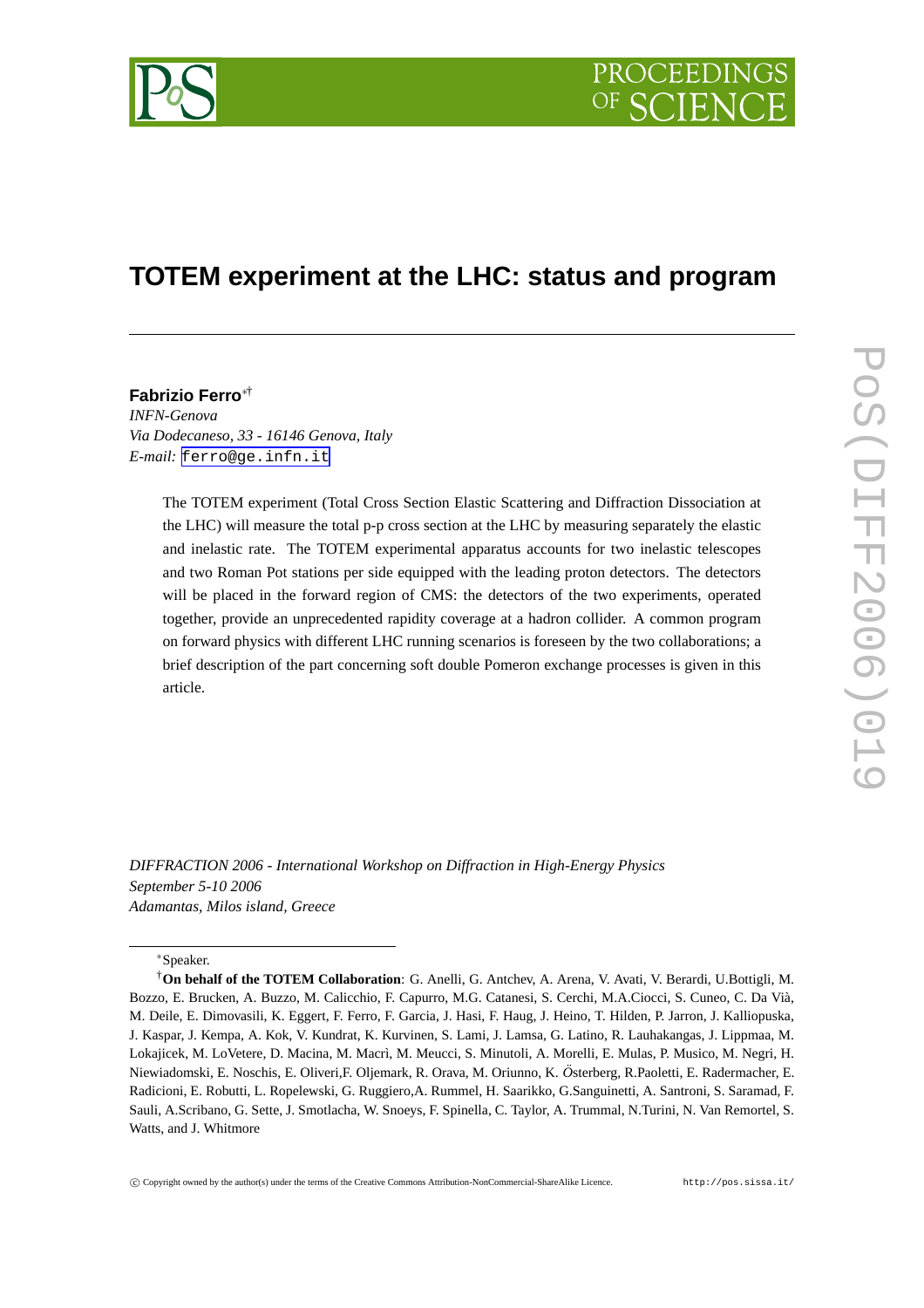# TOTEM experiment at the LHC: status and program

**Fabrizio Ferro**[*][†]
*INFN-Genova*
*Via Dodecaneso, 33 - 16146 Genova, Italy*
*E-mail:* ferro@ge.infn.it

The TOTEM experiment (Total Cross Section Elastic Scattering and Diffraction Dissociation at the LHC) will measure the total p-p cross section at the LHC by measuring separately the elastic and inelastic rate. The TOTEM experimental apparatus accounts for two inelastic telescopes and two Roman Pot stations per side equipped with the leading proton detectors. The detectors will be placed in the forward region of CMS: the detectors of the two experiments, operated together, provide an unprecedented rapidity coverage at a hadron collider. A common program on forward physics with different LHC running scenarios is foreseen by the two collaborations; a brief description of the part concerning soft double Pomeron exchange processes is given in this article.

*DIFFRACTION 2006 - International Workshop on Diffraction in High-Energy Physics*
*September 5-10 2006*
*Adamantas, Milos island, Greece*

[*]Speaker.

[†]**On behalf of the TOTEM Collaboration**: G. Anelli, G. Antchev, A. Arena, V. Avati, V. Berardi, U.Bottigli, M. Bozzo, E. Brucken, A. Buzzo, M. Calicchio, F. Capurro, M.G. Catanesi, S. Cerchi, M.A.Ciocci, S. Cuneo, C. Da Vià, M. Deile, E. Dimovasili, K. Eggert, F. Ferro, F. Garcia, J. Hasi, F. Haug, J. Heino, T. Hilden, P. Jarron, J. Kalliopuska, J. Kaspar, J. Kempa, A. Kok, V. Kundrat, K. Kurvinen, S. Lami, J. Lamsa, G. Latino, R. Lauhakangas, J. Lippmaa, M. Lokajicek, M. LoVetere, D. Macina, M. Macrì, M. Meucci, S. Minutoli, A. Morelli, E. Mulas, P. Musico, M. Negri, H. Niewiadomski, E. Noschis, E. Oliveri,F. Oljemark, R. Orava, M. Oriunno, K. Österberg, R.Paoletti, E. Radermacher, E. Radicioni, E. Robutti, L. Ropelewski, G. Ruggiero,A. Rummel, H. Saarikko, G.Sanguinetti, A. Santroni, S. Saramad, F. Sauli, A.Scribano, G. Sette, J. Smotlacha, W. Snoeys, F. Spinella, C. Taylor, A. Trummal, N.Turini, N. Van Remortel, S. Watts, and J. Whitmore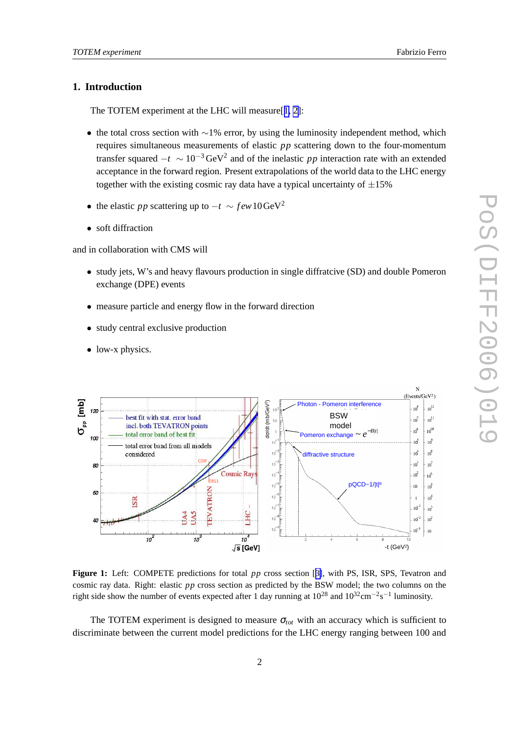## 1. Introduction

The TOTEM experiment at the LHC will measure[1, 2]:

- the total cross section with $\sim$1% error, by using the luminosity independent method, which requires simultaneous measurements of elastic $pp$ scattering down to the four-momentum transfer squared $-t \sim 10^{-3}\,\mathrm{GeV}^2$ and of the inelastic $pp$ interaction rate with an extended acceptance in the forward region. Present extrapolations of the world data to the LHC energy together with the existing cosmic ray data have a typical uncertainty of $\pm$15%
- the elastic $pp$ scattering up to $-t \sim few\,10\,\mathrm{GeV}^2$
- soft diffraction

and in collaboration with CMS will

- study jets, W's and heavy flavours production in single diffratcive (SD) and double Pomeron exchange (DPE) events
- measure particle and energy flow in the forward direction
- study central exclusive production
- low-x physics.

**Figure 1:** Left: COMPETE predictions for total $pp$ cross section [3], with PS, ISR, SPS, Tevatron and cosmic ray data. Right: elastic $pp$ cross section as predicted by the BSW model; the two columns on the right side show the number of events expected after 1 day running at $10^{28}$ and $10^{32}\mathrm{cm}^{-2}\mathrm{s}^{-1}$ luminosity.

The TOTEM experiment is designed to measure $\sigma_{tot}$ with an accuracy which is sufficient to discriminate between the current model predictions for the LHC energy ranging between 100 and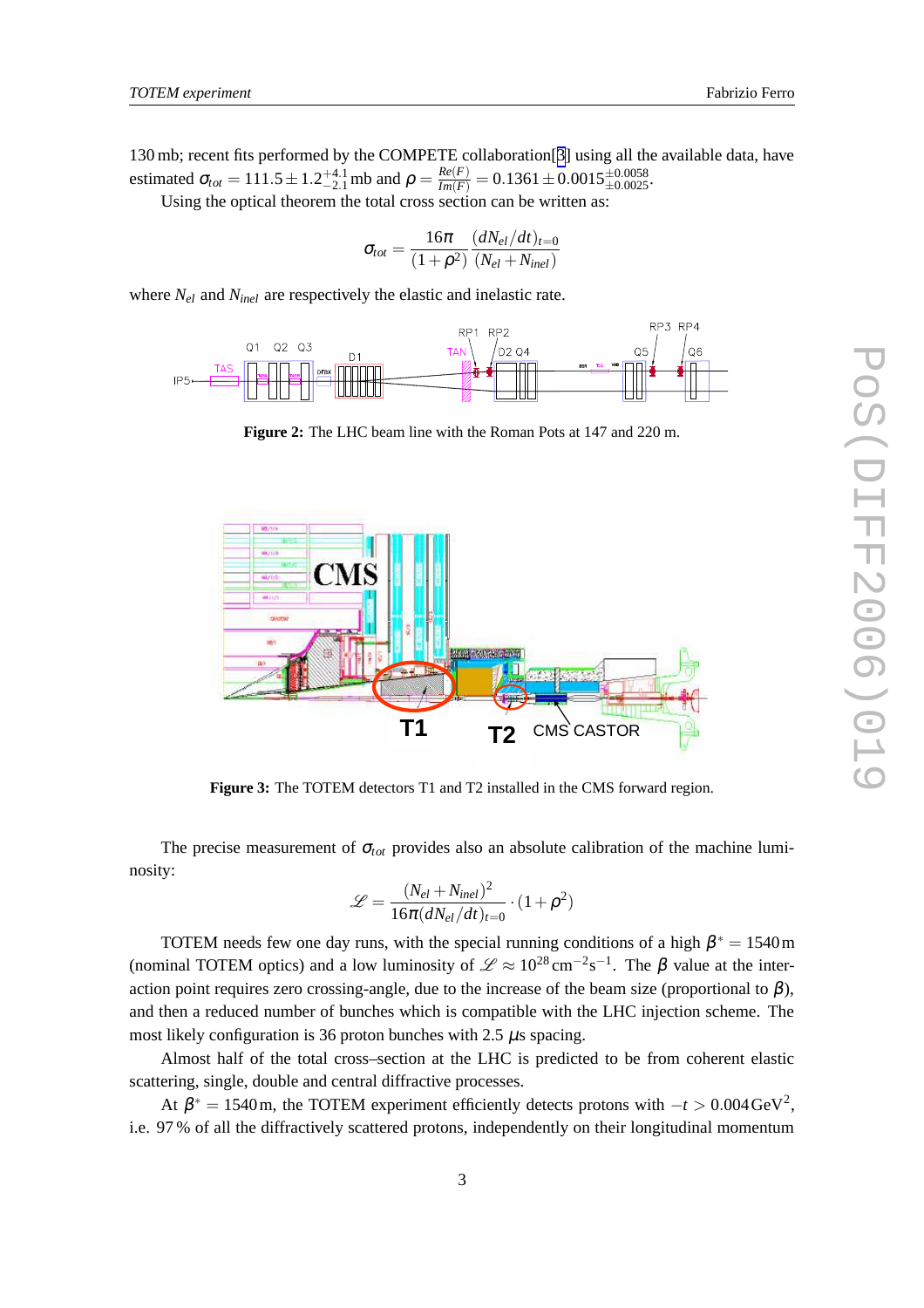130 mb; recent fits performed by the COMPETE collaboration[3] using all the available data, have estimated $\sigma_{tot} = 111.5 \pm 1.2^{+4.1}_{-2.1}$ mb and $\rho = \frac{Re(F)}{Im(F)} = 0.1361 \pm 0.0015^{\pm 0.0058}_{\pm 0.0025}$.

Using the optical theorem the total cross section can be written as:

$$\sigma_{tot} = \frac{16\pi}{(1+\rho^2)} \frac{(dN_{el}/dt)_{t=0}}{(N_{el} + N_{inel})}$$

where $N_{el}$ and $N_{inel}$ are respectively the elastic and inelastic rate.

**Figure 2:** The LHC beam line with the Roman Pots at 147 and 220 m.

**Figure 3:** The TOTEM detectors T1 and T2 installed in the CMS forward region.

The precise measurement of $\sigma_{tot}$ provides also an absolute calibration of the machine luminosity:

$$\mathscr{L} = \frac{(N_{el} + N_{inel})^2}{16\pi (dN_{el}/dt)_{t=0}} \cdot (1+\rho^2)$$

TOTEM needs few one day runs, with the special running conditions of a high $\beta^* = 1540$ m (nominal TOTEM optics) and a low luminosity of $\mathscr{L} \approx 10^{28}\,\mathrm{cm}^{-2}\mathrm{s}^{-1}$. The $\beta$ value at the interaction point requires zero crossing-angle, due to the increase of the beam size (proportional to $\beta$), and then a reduced number of bunches which is compatible with the LHC injection scheme. The most likely configuration is 36 proton bunches with 2.5 $\mu$s spacing.

Almost half of the total cross–section at the LHC is predicted to be from coherent elastic scattering, single, double and central diffractive processes.

At $\beta^* = 1540$ m, the TOTEM experiment efficiently detects protons with $-t > 0.004\,\mathrm{GeV}^2$, i.e. 97 % of all the diffractively scattered protons, independently on their longitudinal momentum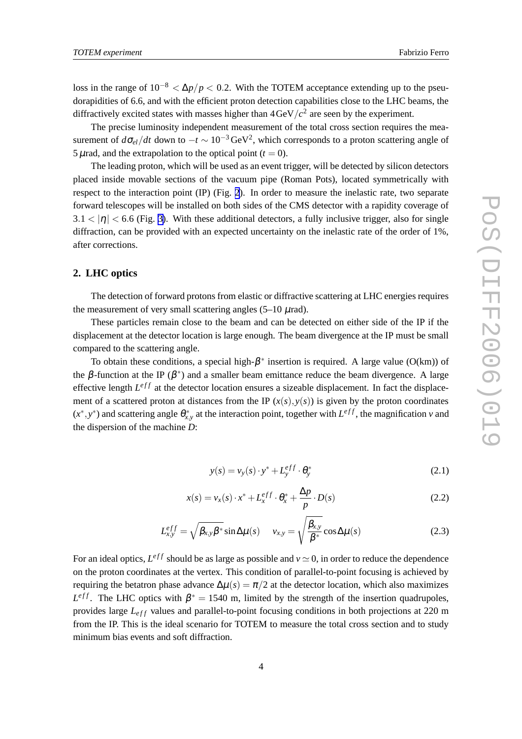loss in the range of $10^{-8} < \Delta p/p < 0.2$. With the TOTEM acceptance extending up to the pseudorapidities of 6.6, and with the efficient proton detection capabilities close to the LHC beams, the diffractively excited states with masses higher than $4\,\mathrm{GeV}/c^2$ are seen by the experiment.

The precise luminosity independent measurement of the total cross section requires the measurement of $d\sigma_{el}/dt$ down to $-t \sim 10^{-3}\,\mathrm{GeV}^2$, which corresponds to a proton scattering angle of $5\,\mu$rad, and the extrapolation to the optical point ($t = 0$).

The leading proton, which will be used as an event trigger, will be detected by silicon detectors placed inside movable sections of the vacuum pipe (Roman Pots), located symmetrically with respect to the interaction point (IP) (Fig. 2). In order to measure the inelastic rate, two separate forward telescopes will be installed on both sides of the CMS detector with a rapidity coverage of $3.1 < |\eta| < 6.6$ (Fig. 3). With these additional detectors, a fully inclusive trigger, also for single diffraction, can be provided with an expected uncertainty on the inelastic rate of the order of 1%, after corrections.

## 2. LHC optics

The detection of forward protons from elastic or diffractive scattering at LHC energies requires the measurement of very small scattering angles (5–10 $\mu$rad).

These particles remain close to the beam and can be detected on either side of the IP if the displacement at the detector location is large enough. The beam divergence at the IP must be small compared to the scattering angle.

To obtain these conditions, a special high-$\beta^*$ insertion is required. A large value (O(km)) of the $\beta$-function at the IP ($\beta^*$) and a smaller beam emittance reduce the beam divergence. A large effective length $L^{eff}$ at the detector location ensures a sizeable displacement. In fact the displacement of a scattered proton at distances from the IP ($x(s), y(s)$) is given by the proton coordinates ($x^*, y^*$) and scattering angle $\theta^*_{x,y}$ at the interaction point, together with $L^{eff}$, the magnification $v$ and the dispersion of the machine $D$:

$$y(s) = v_y(s) \cdot y^* + L_y^{eff} \cdot \theta_y^* \tag{2.1}$$

$$x(s) = v_x(s) \cdot x^* + L_x^{eff} \cdot \theta_x^* + \frac{\Delta p}{p} \cdot D(s) \tag{2.2}$$

$$L_{x,y}^{eff} = \sqrt{\beta_{x,y}\beta^*} \sin \Delta\mu(s) \qquad v_{x,y} = \sqrt{\frac{\beta_{x,y}}{\beta^*}} \cos \Delta\mu(s) \tag{2.3}$$

For an ideal optics, $L^{eff}$ should be as large as possible and $v \simeq 0$, in order to reduce the dependence on the proton coordinates at the vertex. This condition of parallel-to-point focusing is achieved by requiring the betatron phase advance $\Delta\mu(s) = \pi/2$ at the detector location, which also maximizes $L^{eff}$. The LHC optics with $\beta^* = 1540$ m, limited by the strength of the insertion quadrupoles, provides large $L_{eff}$ values and parallel-to-point focusing conditions in both projections at 220 m from the IP. This is the ideal scenario for TOTEM to measure the total cross section and to study minimum bias events and soft diffraction.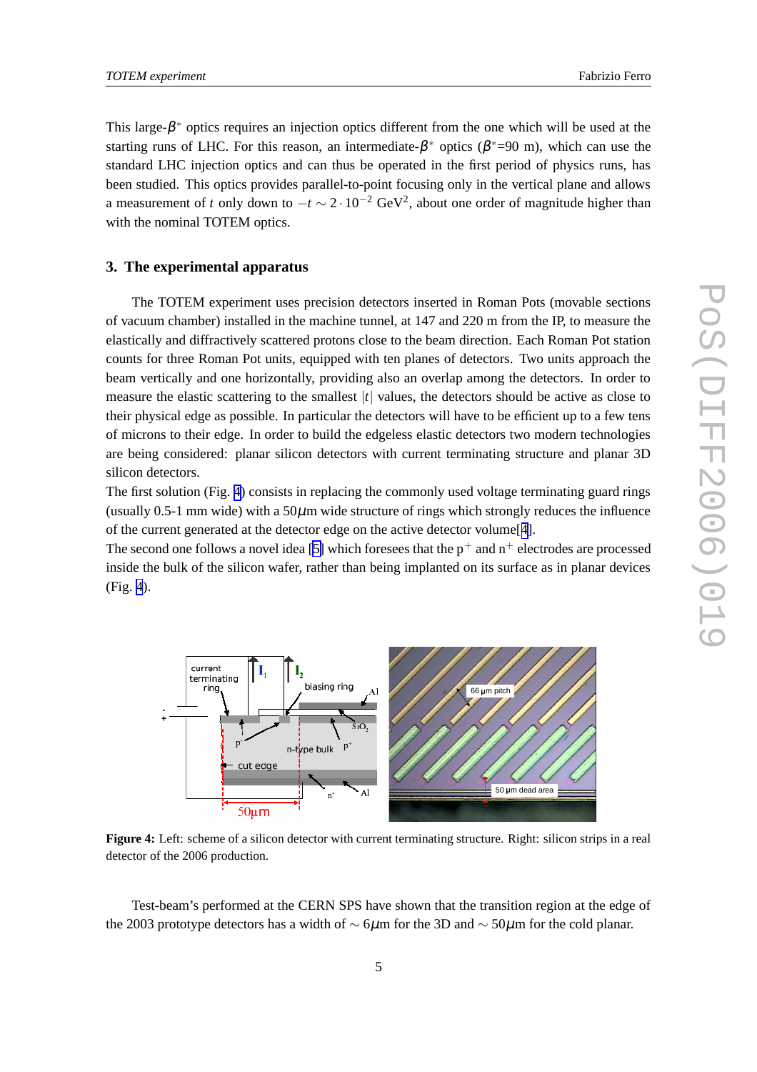This large-$\beta^*$ optics requires an injection optics different from the one which will be used at the starting runs of LHC. For this reason, an intermediate-$\beta^*$ optics ($\beta^*$=90 m), which can use the standard LHC injection optics and can thus be operated in the first period of physics runs, has been studied. This optics provides parallel-to-point focusing only in the vertical plane and allows a measurement of $t$ only down to $-t \sim 2 \cdot 10^{-2}$ GeV$^2$, about one order of magnitude higher than with the nominal TOTEM optics.

## 3. The experimental apparatus

The TOTEM experiment uses precision detectors inserted in Roman Pots (movable sections of vacuum chamber) installed in the machine tunnel, at 147 and 220 m from the IP, to measure the elastically and diffractively scattered protons close to the beam direction. Each Roman Pot station counts for three Roman Pot units, equipped with ten planes of detectors. Two units approach the beam vertically and one horizontally, providing also an overlap among the detectors. In order to measure the elastic scattering to the smallest $|t|$ values, the detectors should be active as close to their physical edge as possible. In particular the detectors will have to be efficient up to a few tens of microns to their edge. In order to build the edgeless elastic detectors two modern technologies are being considered: planar silicon detectors with current terminating structure and planar 3D silicon detectors.
The first solution (Fig. 4) consists in replacing the commonly used voltage terminating guard rings (usually 0.5-1 mm wide) with a 50$\mu$m wide structure of rings which strongly reduces the influence of the current generated at the detector edge on the active detector volume[4].
The second one follows a novel idea [5] which foresees that the p$^+$ and n$^+$ electrodes are processed inside the bulk of the silicon wafer, rather than being implanted on its surface as in planar devices (Fig. 4).

**Figure 4:** Left: scheme of a silicon detector with current terminating structure. Right: silicon strips in a real detector of the 2006 production.

Test-beam's performed at the CERN SPS have shown that the transition region at the edge of the 2003 prototype detectors has a width of $\sim 6\mu$m for the 3D and $\sim 50\mu$m for the cold planar.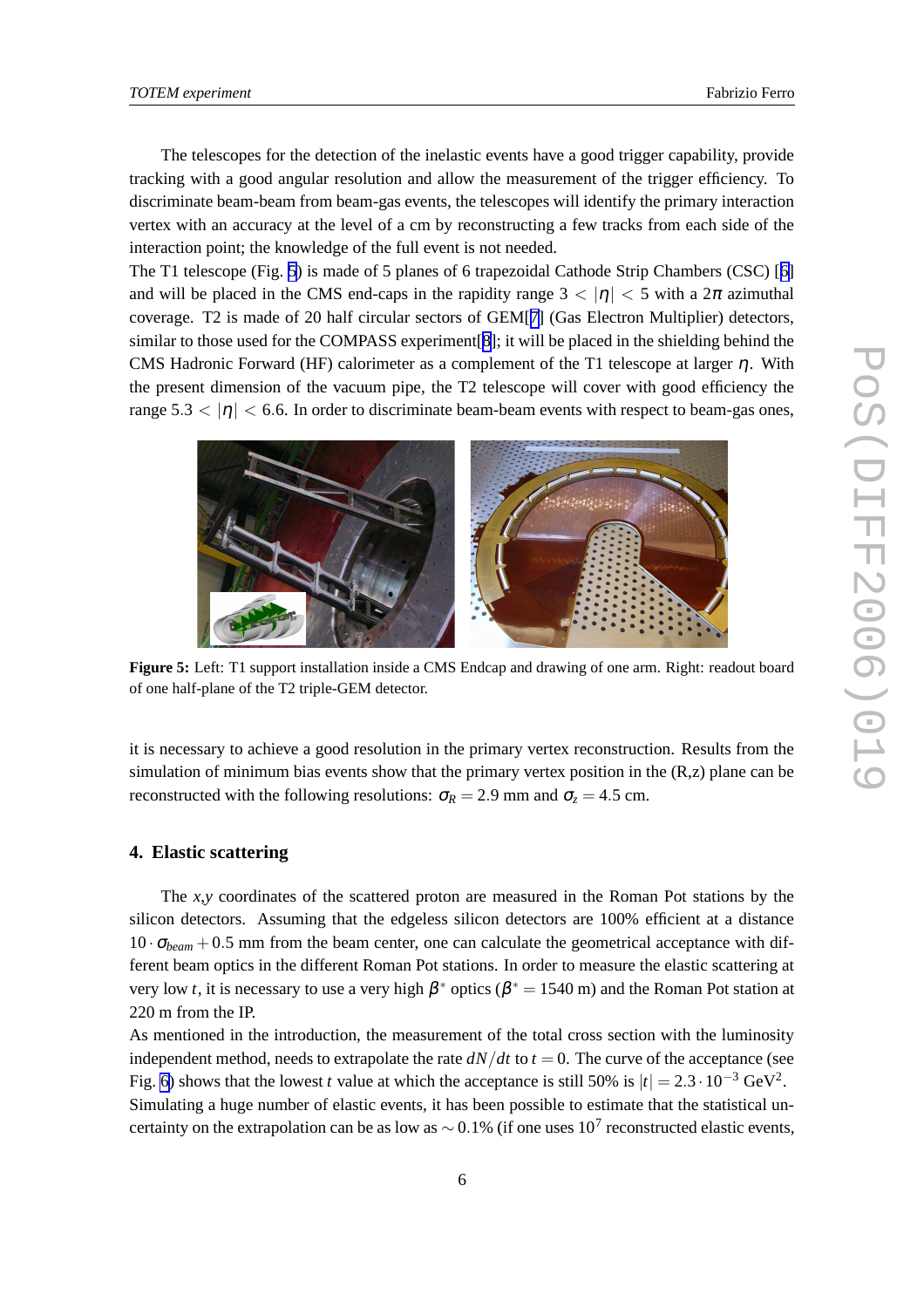The telescopes for the detection of the inelastic events have a good trigger capability, provide tracking with a good angular resolution and allow the measurement of the trigger efficiency. To discriminate beam-beam from beam-gas events, the telescopes will identify the primary interaction vertex with an accuracy at the level of a cm by reconstructing a few tracks from each side of the interaction point; the knowledge of the full event is not needed.

The T1 telescope (Fig. 5) is made of 5 planes of 6 trapezoidal Cathode Strip Chambers (CSC) [6] and will be placed in the CMS end-caps in the rapidity range $3 < |\eta| < 5$ with a $2\pi$ azimuthal coverage. T2 is made of 20 half circular sectors of GEM[7] (Gas Electron Multiplier) detectors, similar to those used for the COMPASS experiment[8]; it will be placed in the shielding behind the CMS Hadronic Forward (HF) calorimeter as a complement of the T1 telescope at larger $\eta$. With the present dimension of the vacuum pipe, the T2 telescope will cover with good efficiency the range $5.3 < |\eta| < 6.6$. In order to discriminate beam-beam events with respect to beam-gas ones, it is necessary to achieve a good resolution in the primary vertex reconstruction. Results from the simulation of minimum bias events show that the primary vertex position in the (R,z) plane can be reconstructed with the following resolutions: $\sigma_R = 2.9$ mm and $\sigma_z = 4.5$ cm.

**Figure 5:** Left: T1 support installation inside a CMS Endcap and drawing of one arm. Right: readout board of one half-plane of the T2 triple-GEM detector.

## 4. Elastic scattering

The $x$,$y$ coordinates of the scattered proton are measured in the Roman Pot stations by the silicon detectors. Assuming that the edgeless silicon detectors are 100% efficient at a distance $10 \cdot \sigma_{beam} + 0.5$ mm from the beam center, one can calculate the geometrical acceptance with different beam optics in the different Roman Pot stations. In order to measure the elastic scattering at very low $t$, it is necessary to use a very high $\beta^*$ optics ($\beta^* = 1540$ m) and the Roman Pot station at 220 m from the IP.

As mentioned in the introduction, the measurement of the total cross section with the luminosity independent method, needs to extrapolate the rate $dN/dt$ to $t = 0$. The curve of the acceptance (see Fig. 6) shows that the lowest $t$ value at which the acceptance is still 50% is $|t| = 2.3 \cdot 10^{-3}$ GeV$^2$. Simulating a huge number of elastic events, it has been possible to estimate that the statistical uncertainty on the extrapolation can be as low as $\sim 0.1\%$ (if one uses $10^7$ reconstructed elastic events,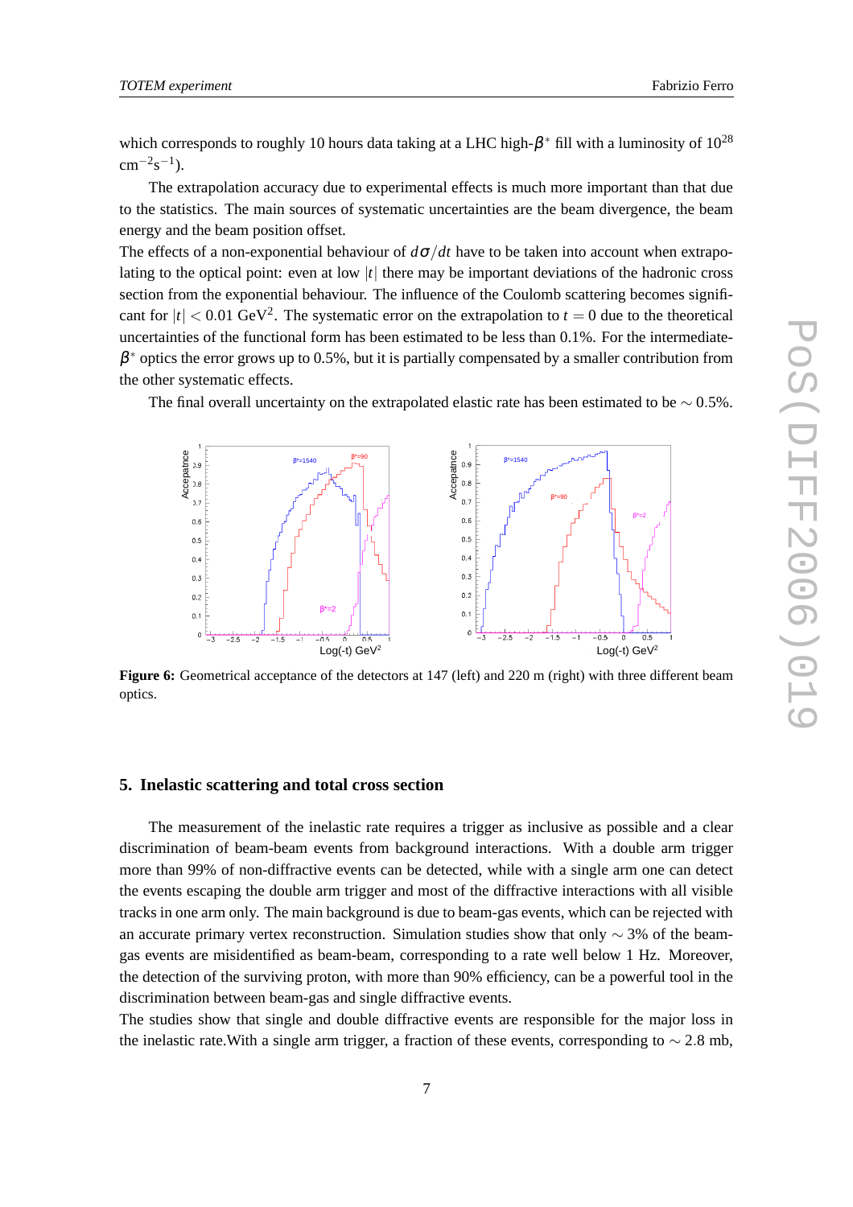which corresponds to roughly 10 hours data taking at a LHC high-$\beta^*$ fill with a luminosity of $10^{28}$ cm$^{-2}$s$^{-1}$).

The extrapolation accuracy due to experimental effects is much more important than that due to the statistics. The main sources of systematic uncertainties are the beam divergence, the beam energy and the beam position offset.
The effects of a non-exponential behaviour of $d\sigma/dt$ have to be taken into account when extrapolating to the optical point: even at low $|t|$ there may be important deviations of the hadronic cross section from the exponential behaviour. The influence of the Coulomb scattering becomes significant for $|t| < 0.01$ GeV$^2$. The systematic error on the extrapolation to $t = 0$ due to the theoretical uncertainties of the functional form has been estimated to be less than 0.1%. For the intermediate-$\beta^*$ optics the error grows up to 0.5%, but it is partially compensated by a smaller contribution from the other systematic effects.

The final overall uncertainty on the extrapolated elastic rate has been estimated to be $\sim 0.5\%$.

**Figure 6:** Geometrical acceptance of the detectors at 147 (left) and 220 m (right) with three different beam optics.

## 5. Inelastic scattering and total cross section

The measurement of the inelastic rate requires a trigger as inclusive as possible and a clear discrimination of beam-beam events from background interactions. With a double arm trigger more than 99% of non-diffractive events can be detected, while with a single arm one can detect the events escaping the double arm trigger and most of the diffractive interactions with all visible tracks in one arm only. The main background is due to beam-gas events, which can be rejected with an accurate primary vertex reconstruction. Simulation studies show that only $\sim 3\%$ of the beam-gas events are misidentified as beam-beam, corresponding to a rate well below 1 Hz. Moreover, the detection of the surviving proton, with more than 90% efficiency, can be a powerful tool in the discrimination between beam-gas and single diffractive events.
The studies show that single and double diffractive events are responsible for the major loss in the inelastic rate.With a single arm trigger, a fraction of these events, corresponding to $\sim 2.8$ mb,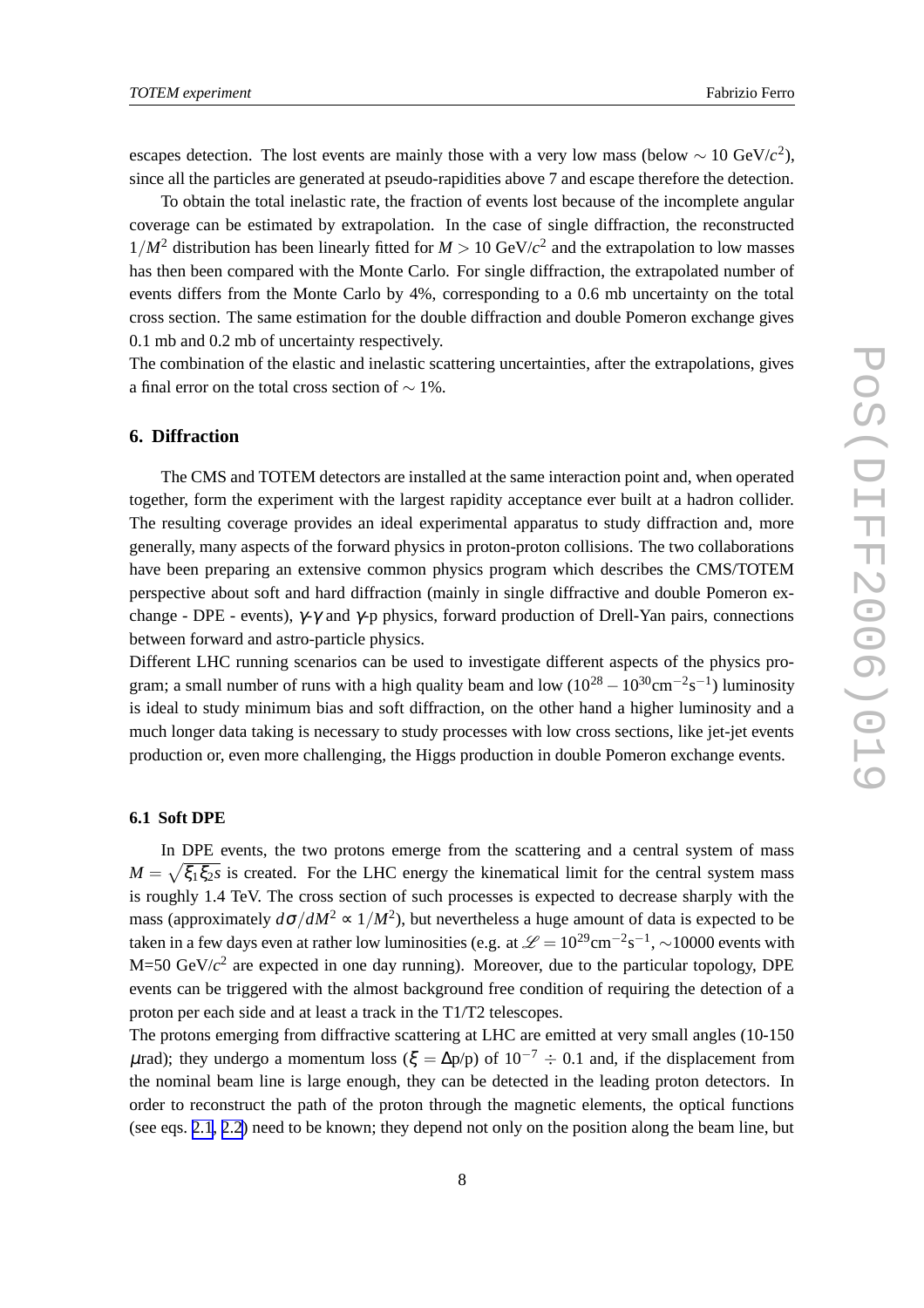escapes detection. The lost events are mainly those with a very low mass (below $\sim 10$ GeV/$c^2$), since all the particles are generated at pseudo-rapidities above 7 and escape therefore the detection.

To obtain the total inelastic rate, the fraction of events lost because of the incomplete angular coverage can be estimated by extrapolation. In the case of single diffraction, the reconstructed $1/M^2$ distribution has been linearly fitted for $M > 10$ GeV/$c^2$ and the extrapolation to low masses has then been compared with the Monte Carlo. For single diffraction, the extrapolated number of events differs from the Monte Carlo by 4%, corresponding to a 0.6 mb uncertainty on the total cross section. The same estimation for the double diffraction and double Pomeron exchange gives 0.1 mb and 0.2 mb of uncertainty respectively.

The combination of the elastic and inelastic scattering uncertainties, after the extrapolations, gives a final error on the total cross section of $\sim 1\%$.

## 6. Diffraction

The CMS and TOTEM detectors are installed at the same interaction point and, when operated together, form the experiment with the largest rapidity acceptance ever built at a hadron collider. The resulting coverage provides an ideal experimental apparatus to study diffraction and, more generally, many aspects of the forward physics in proton-proton collisions. The two collaborations have been preparing an extensive common physics program which describes the CMS/TOTEM perspective about soft and hard diffraction (mainly in single diffractive and double Pomeron exchange - DPE - events), $\gamma$-$\gamma$ and $\gamma$-p physics, forward production of Drell-Yan pairs, connections between forward and astro-particle physics.

Different LHC running scenarios can be used to investigate different aspects of the physics program; a small number of runs with a high quality beam and low ($10^{28} - 10^{30}\text{cm}^{-2}\text{s}^{-1}$) luminosity is ideal to study minimum bias and soft diffraction, on the other hand a higher luminosity and a much longer data taking is necessary to study processes with low cross sections, like jet-jet events production or, even more challenging, the Higgs production in double Pomeron exchange events.

### 6.1 Soft DPE

In DPE events, the two protons emerge from the scattering and a central system of mass $M = \sqrt{\xi_1 \xi_2 s}$ is created. For the LHC energy the kinematical limit for the central system mass is roughly 1.4 TeV. The cross section of such processes is expected to decrease sharply with the mass (approximately $d\sigma/dM^2 \propto 1/M^2$), but nevertheless a huge amount of data is expected to be taken in a few days even at rather low luminosities (e.g. at $\mathcal{L} = 10^{29}\text{cm}^{-2}\text{s}^{-1}$, $\sim$10000 events with M=50 GeV/$c^2$ are expected in one day running). Moreover, due to the particular topology, DPE events can be triggered with the almost background free condition of requiring the detection of a proton per each side and at least a track in the T1/T2 telescopes.

The protons emerging from diffractive scattering at LHC are emitted at very small angles (10-150 $\mu$rad); they undergo a momentum loss ($\xi = \Delta$p/p) of $10^{-7} \div 0.1$ and, if the displacement from the nominal beam line is large enough, they can be detected in the leading proton detectors. In order to reconstruct the path of the proton through the magnetic elements, the optical functions (see eqs. 2.1, 2.2) need to be known; they depend not only on the position along the beam line, but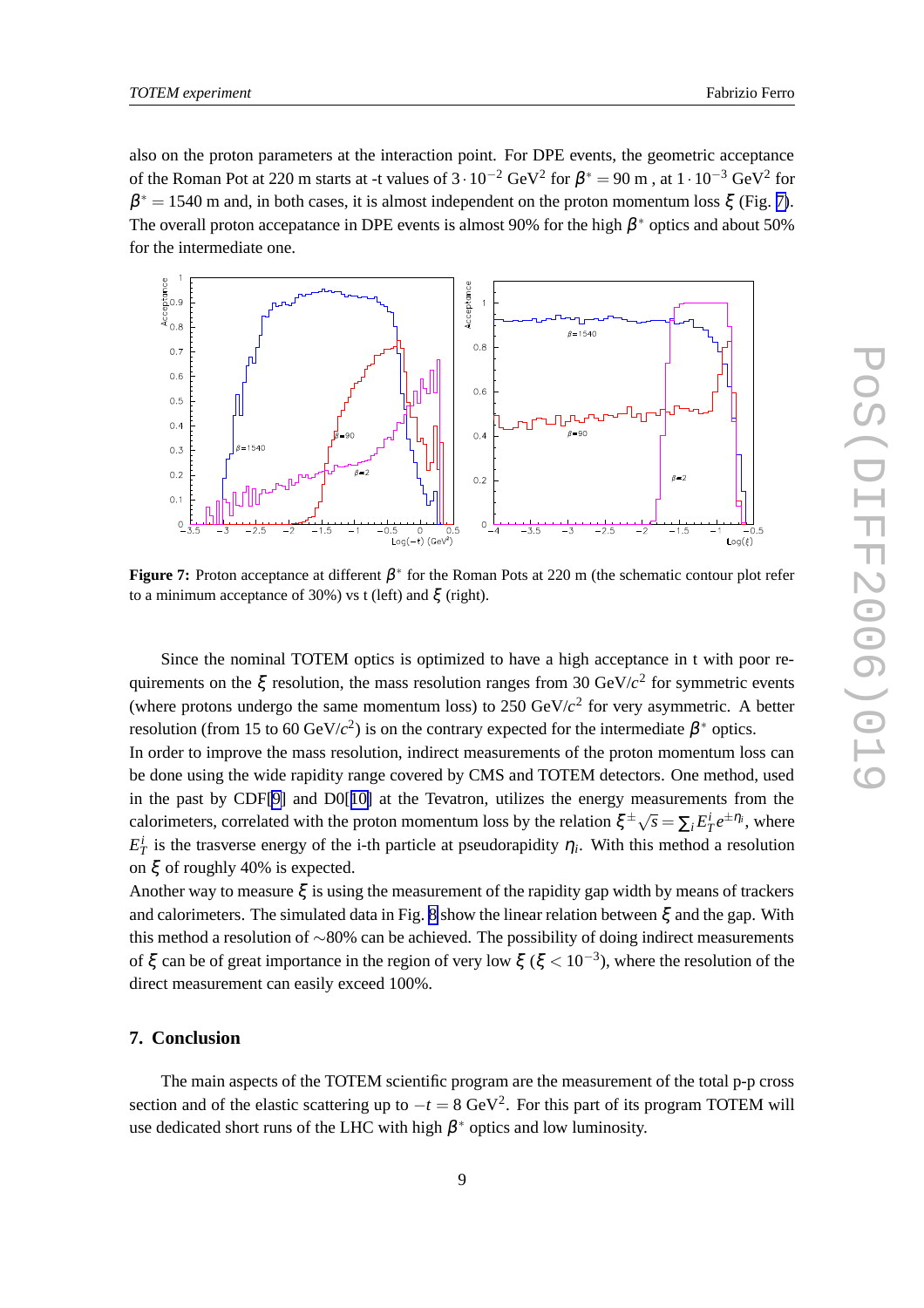also on the proton parameters at the interaction point. For DPE events, the geometric acceptance of the Roman Pot at 220 m starts at -t values of $3 \cdot 10^{-2}$ GeV$^2$ for $\beta^* = 90$ m , at $1 \cdot 10^{-3}$ GeV$^2$ for $\beta^* = 1540$ m and, in both cases, it is almost independent on the proton momentum loss $\xi$ (Fig. 7). The overall proton accepatance in DPE events is almost 90% for the high $\beta^*$ optics and about 50% for the intermediate one.

**Figure 7:** Proton acceptance at different $\beta^*$ for the Roman Pots at 220 m (the schematic contour plot refer to a minimum acceptance of 30%) vs t (left) and $\xi$ (right).

Since the nominal TOTEM optics is optimized to have a high acceptance in t with poor requirements on the $\xi$ resolution, the mass resolution ranges from 30 GeV/$c^2$ for symmetric events (where protons undergo the same momentum loss) to 250 GeV/$c^2$ for very asymmetric. A better resolution (from 15 to 60 GeV/$c^2$) is on the contrary expected for the intermediate $\beta^*$ optics.
In order to improve the mass resolution, indirect measurements of the proton momentum loss can be done using the wide rapidity range covered by CMS and TOTEM detectors. One method, used in the past by CDF[9] and D0[10] at the Tevatron, utilizes the energy measurements from the calorimeters, correlated with the proton momentum loss by the relation $\xi^{\pm}\sqrt{s} = \sum_i E_T^i e^{\pm\eta_i}$, where $E_T^i$ is the trasverse energy of the i-th particle at pseudorapidity $\eta_i$. With this method a resolution on $\xi$ of roughly 40% is expected.
Another way to measure $\xi$ is using the measurement of the rapidity gap width by means of trackers and calorimeters. The simulated data in Fig. 8 show the linear relation between $\xi$ and the gap. With this method a resolution of ~80% can be achieved. The possibility of doing indirect measurements of $\xi$ can be of great importance in the region of very low $\xi$ ($\xi < 10^{-3}$), where the resolution of the direct measurement can easily exceed 100%.

## 7. Conclusion

The main aspects of the TOTEM scientific program are the measurement of the total p-p cross section and of the elastic scattering up to $-t = 8$ GeV$^2$. For this part of its program TOTEM will use dedicated short runs of the LHC with high $\beta^*$ optics and low luminosity.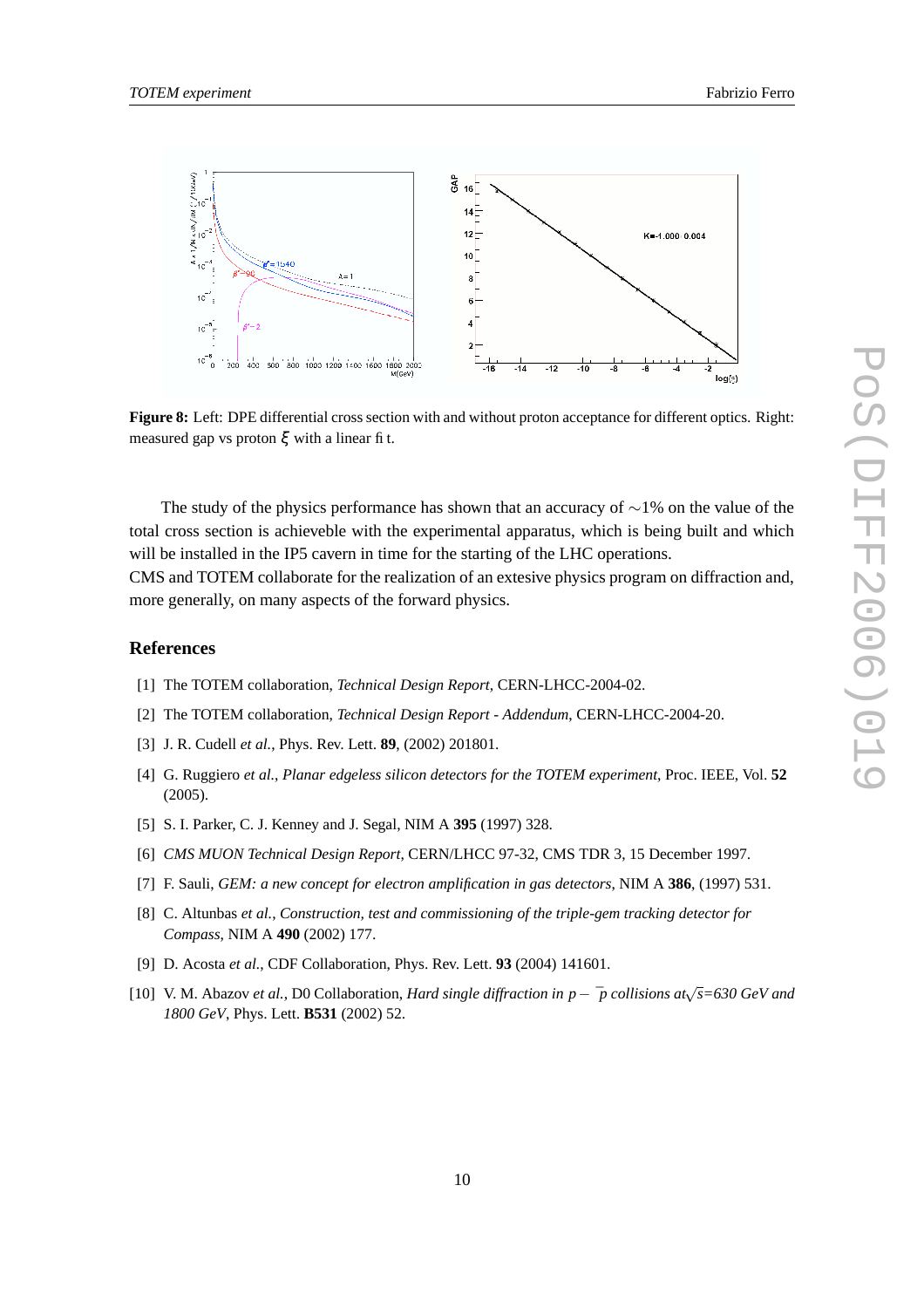Figure 8: Left: DPE differential cross section with and without proton acceptance for different optics. Right: measured gap vs proton $\xi$ with a linear fit.

The study of the physics performance has shown that an accuracy of $\sim$1% on the value of the total cross section is achieveble with the experimental apparatus, which is being built and which will be installed in the IP5 cavern in time for the starting of the LHC operations.
CMS and TOTEM collaborate for the realization of an extesive physics program on diffraction and, more generally, on many aspects of the forward physics.

## References

[1] The TOTEM collaboration, *Technical Design Report*, CERN-LHCC-2004-02.

[2] The TOTEM collaboration, *Technical Design Report - Addendum*, CERN-LHCC-2004-20.

[3] J. R. Cudell *et al.*, Phys. Rev. Lett. **89**, (2002) 201801.

[4] G. Ruggiero *et al.*, *Planar edgeless silicon detectors for the TOTEM experiment*, Proc. IEEE, Vol. **52** (2005).

[5] S. I. Parker, C. J. Kenney and J. Segal, NIM A **395** (1997) 328.

[6] *CMS MUON Technical Design Report*, CERN/LHCC 97-32, CMS TDR 3, 15 December 1997.

[7] F. Sauli, *GEM: a new concept for electron amplification in gas detectors*, NIM A **386**, (1997) 531.

[8] C. Altunbas *et al.*, *Construction, test and commissioning of the triple-gem tracking detector for Compass*, NIM A **490** (2002) 177.

[9] D. Acosta *et al.*, CDF Collaboration, Phys. Rev. Lett. **93** (2004) 141601.

[10] V. M. Abazov *et al.*, D0 Collaboration, *Hard single diffraction in $p-\bar{p}$ collisions at $\sqrt{s}$=630 GeV and 1800 GeV*, Phys. Lett. **B531** (2002) 52.